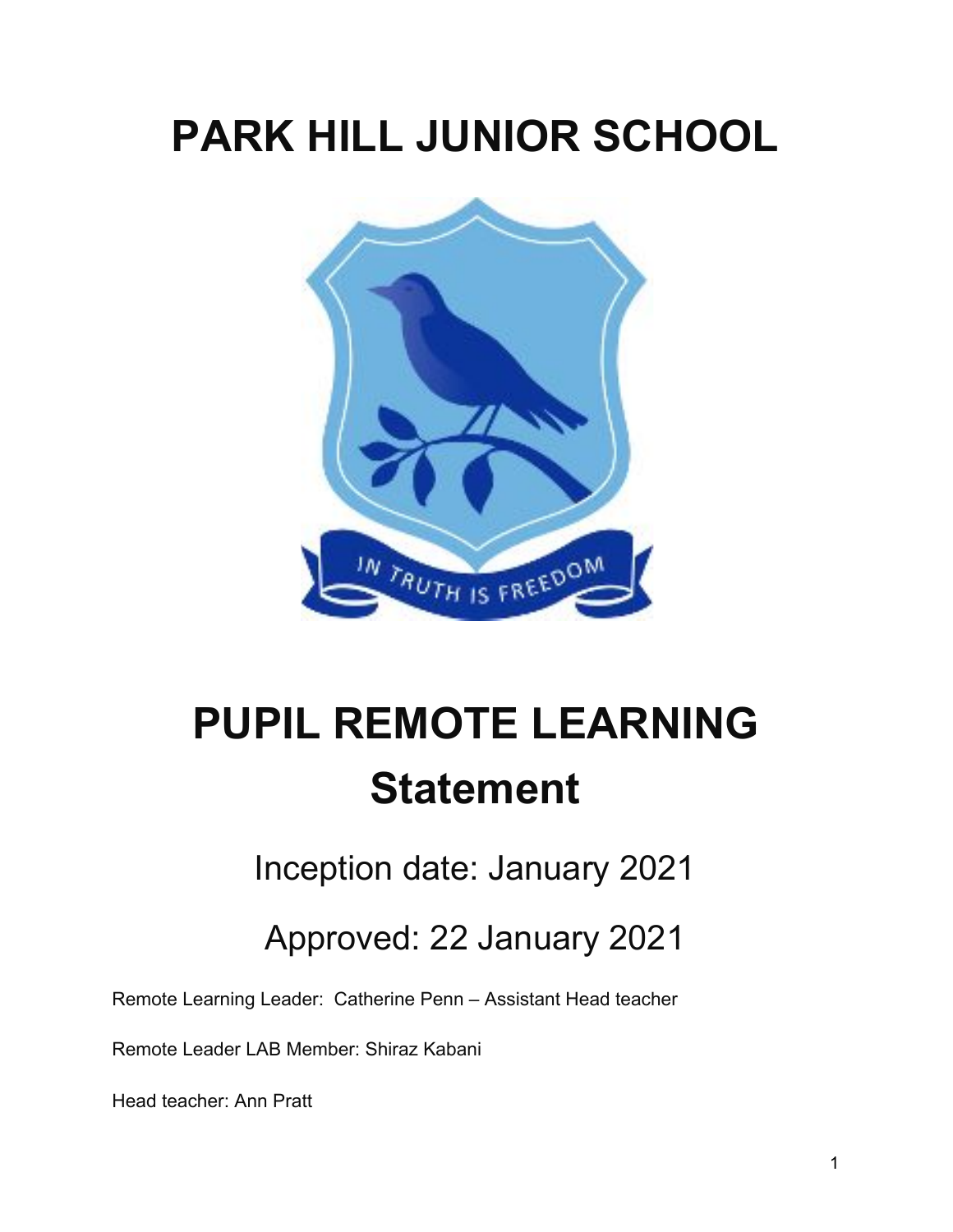# PARK HILL JUNIOR SCHOOL

# PUPIL REMOTE LEARNING

## Statement

Inception date: January 2021

Approved: 22 January 2021

Remote Learning Leader: Catherine Penn – Assistant Head teacher

Remote Leader LAB Member: Shiraz Kabani

Head teacher: Ann Pratt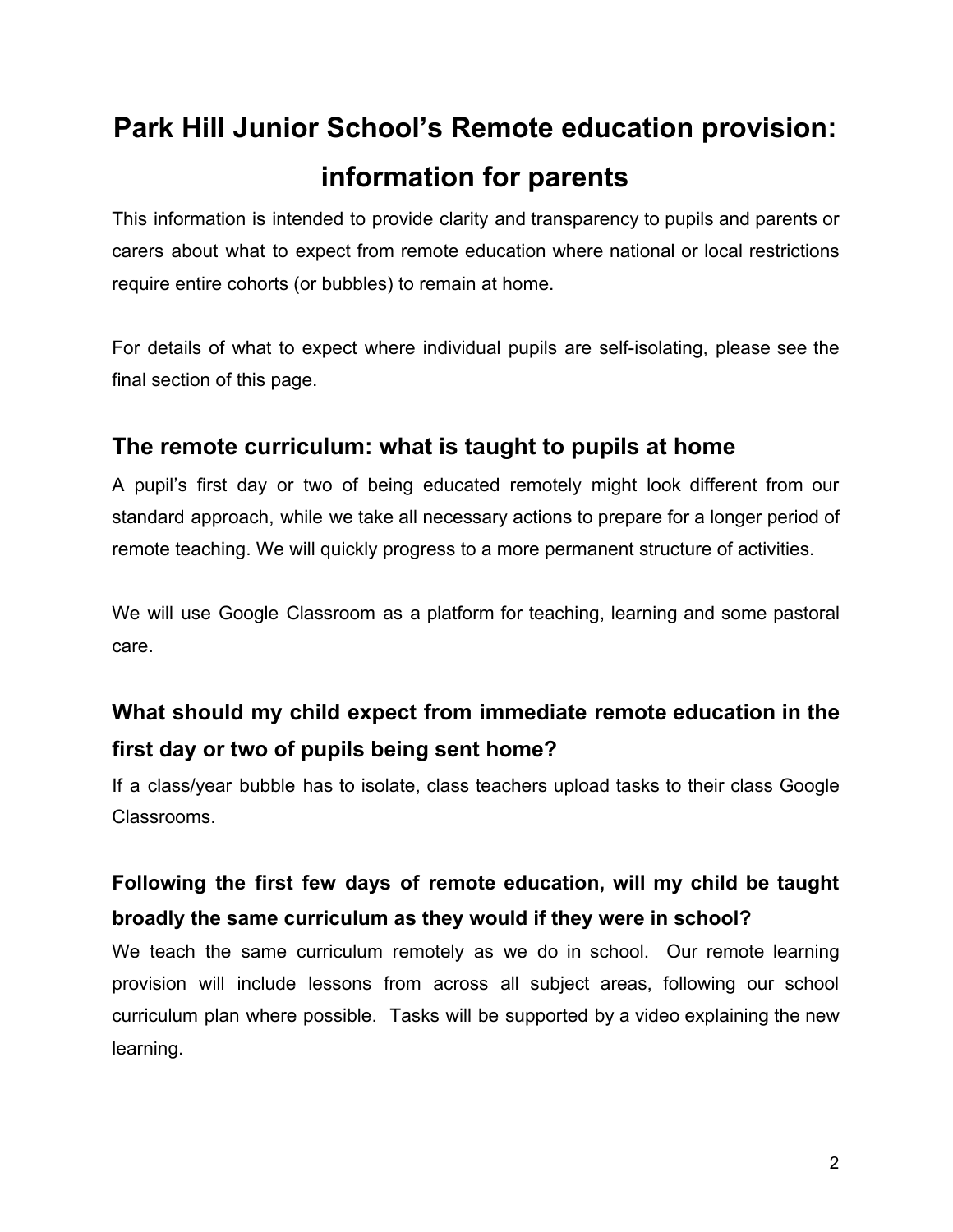# Park Hill Junior School's Remote education provision: information for parents

This information is intended to provide clarity and transparency to pupils and parents or carers about what to expect from remote education where national or local restrictions require entire cohorts (or bubbles) to remain at home.

For details of what to expect where individual pupils are self-isolating, please see the final section of this page.

## The remote curriculum: what is taught to pupils at home

A pupil's first day or two of being educated remotely might look different from our standard approach, while we take all necessary actions to prepare for a longer period of remote teaching. We will quickly progress to a more permanent structure of activities.

We will use Google Classroom as a platform for teaching, learning and some pastoral care.

### What should my child expect from immediate remote education in the first day or two of pupils being sent home?

If a class/year bubble has to isolate, class teachers upload tasks to their class Google Classrooms.

### Following the first few days of remote education, will my child be taught broadly the same curriculum as they would if they were in school?

We teach the same curriculum remotely as we do in school. Our remote learning provision will include lessons from across all subject areas, following our school curriculum plan where possible. Tasks will be supported by a video explaining the new learning.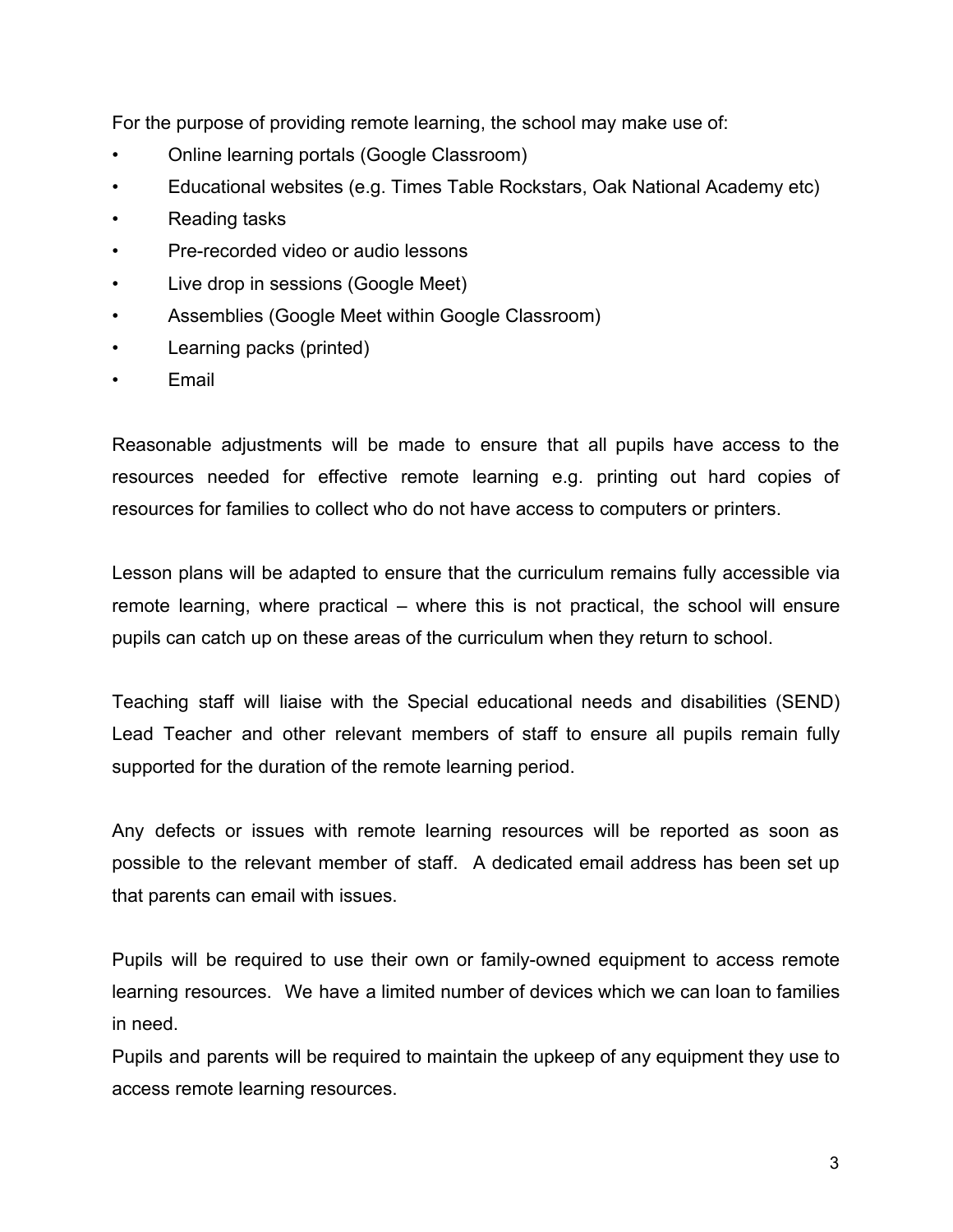For the purpose of providing remote learning, the school may make use of:

- Online learning portals (Google Classroom)
- Educational websites (e.g. Times Table Rockstars, Oak National Academy etc)
- Reading tasks
- Pre-recorded video or audio lessons
- Live drop in sessions (Google Meet)
- Assemblies (Google Meet within Google Classroom)
- Learning packs (printed)
- Email

Reasonable adjustments will be made to ensure that all pupils have access to the resources needed for effective remote learning e.g. printing out hard copies of resources for families to collect who do not have access to computers or printers.

Lesson plans will be adapted to ensure that the curriculum remains fully accessible via remote learning, where practical – where this is not practical, the school will ensure pupils can catch up on these areas of the curriculum when they return to school.

Teaching staff will liaise with the Special educational needs and disabilities (SEND) Lead Teacher and other relevant members of staff to ensure all pupils remain fully supported for the duration of the remote learning period.

Any defects or issues with remote learning resources will be reported as soon as possible to the relevant member of staff. A dedicated email address has been set up that parents can email with issues.

Pupils will be required to use their own or family-owned equipment to access remote learning resources. We have a limited number of devices which we can loan to families in need.

Pupils and parents will be required to maintain the upkeep of any equipment they use to access remote learning resources.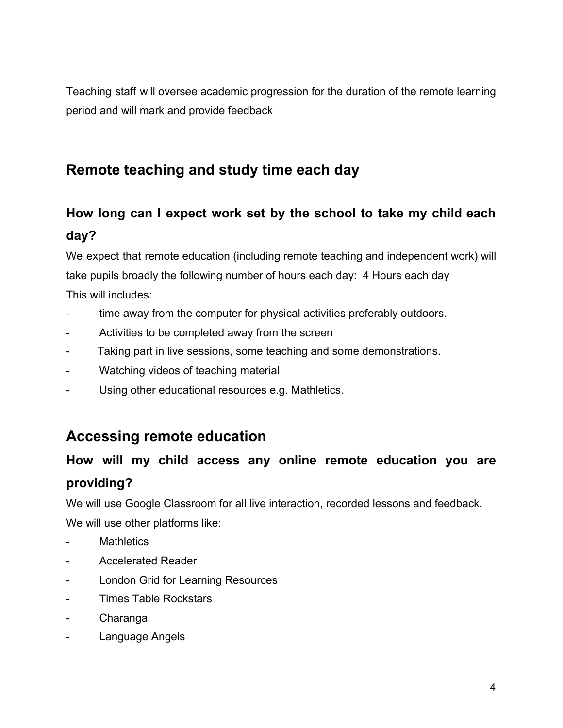Teaching staff will oversee academic progression for the duration of the remote learning period and will mark and provide feedback

## Remote teaching and study time each day

### How long can I expect work set by the school to take my child each day?

We expect that remote education (including remote teaching and independent work) will take pupils broadly the following number of hours each day:  4 Hours each day

This will includes:

- time away from the computer for physical activities preferably outdoors.
- Activities to be completed away from the screen
- Taking part in live sessions, some teaching and some demonstrations.
- Watching videos of teaching material
- Using other educational resources e.g. Mathletics.

## Accessing remote education

### How will my child access any online remote education you are providing?

We will use Google Classroom for all live interaction, recorded lessons and feedback.

We will use other platforms like:

- Mathletics
- Accelerated Reader
- London Grid for Learning Resources
- Times Table Rockstars
- Charanga
- Language Angels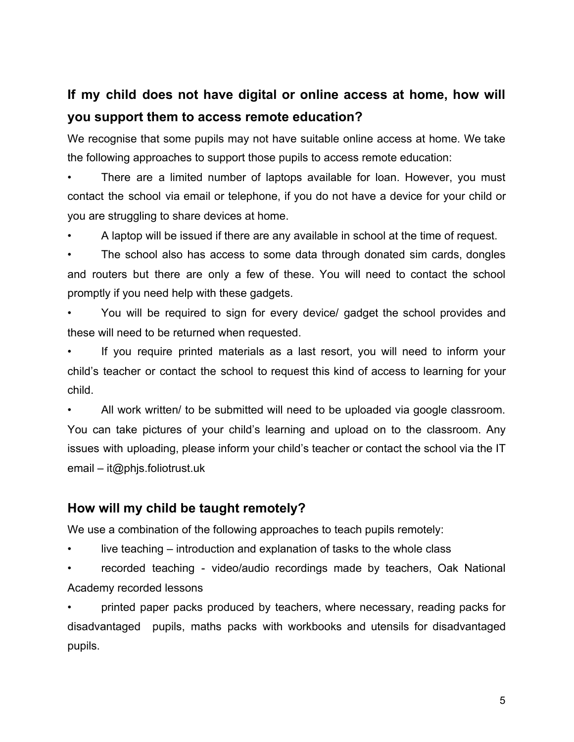## If my child does not have digital or online access at home, how will you support them to access remote education?

We recognise that some pupils may not have suitable online access at home. We take the following approaches to support those pupils to access remote education:

- There are a limited number of laptops available for loan. However, you must contact the school via email or telephone, if you do not have a device for your child or you are struggling to share devices at home.
- A laptop will be issued if there are any available in school at the time of request.
- The school also has access to some data through donated sim cards, dongles and routers but there are only a few of these. You will need to contact the school promptly if you need help with these gadgets.
- You will be required to sign for every device/ gadget the school provides and these will need to be returned when requested.
- If you require printed materials as a last resort, you will need to inform your child's teacher or contact the school to request this kind of access to learning for your child.
- All work written/ to be submitted will need to be uploaded via google classroom. You can take pictures of your child's learning and upload on to the classroom. Any issues with uploading, please inform your child's teacher or contact the school via the IT email – it@phjs.foliotrust.uk

## How will my child be taught remotely?

We use a combination of the following approaches to teach pupils remotely:

- live teaching – introduction and explanation of tasks to the whole class
- recorded teaching - video/audio recordings made by teachers, Oak National Academy recorded lessons
- printed paper packs produced by teachers, where necessary, reading packs for disadvantaged pupils, maths packs with workbooks and utensils for disadvantaged pupils.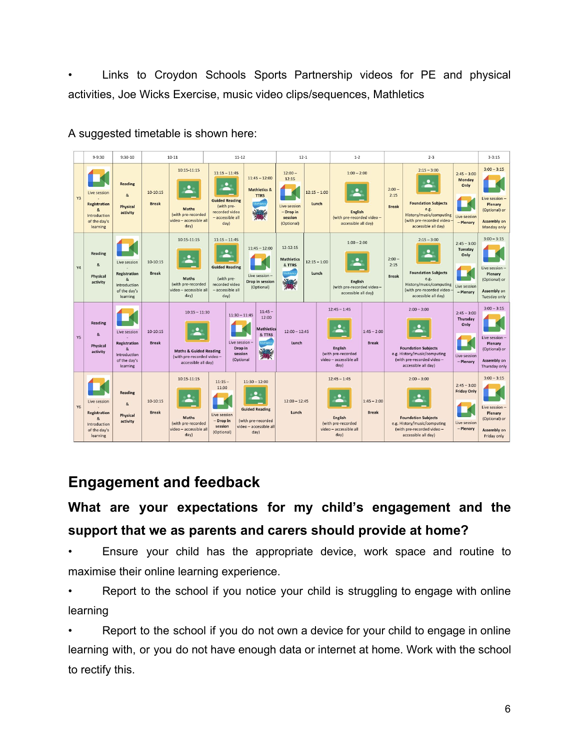•	Links to Croydon Schools Sports Partnership videos for PE and physical activities, Joe Wicks Exercise, music video clips/sequences, Mathletics

A suggested timetable is shown here:

| | 9-9:30 | 9:30-10 | 10-11 | 11-12 | 12-1 | 1-2 | 2-3 | 3-3:15 |
|---|---|---|---|---|---|---|---|---|
| Y3 | Live session - Registration & Introduction of the day's learning | Reading & Physical activity | 10-10:15 Break; 10:15-11:15 Maths (with pre-recorded video – accessible all day) | 11:15 – 11:45 Guided Reading (with pre-recorded video – accessible all day); 11:45 – 12:00 Mathletics & TTRS | 12:00 – 12:15 Live session – Drop in session (Optional); 12:15 – 1:00 Lunch | 1:00 – 2:00 English (with pre-recorded video – accessible all day) | 2:00 – 2:15 Break; 2:15 – 3:00 Foundation Subjects e.g. History/music/computing (with pre-recorded video – accessible all day); 2:45 – 3:00 Monday Only Live session – Plenary | 3:00 – 3:15 Live session – Plenary (Optional) or Assembly on Monday only |
| Y4 | Reading & Physical activity | Live session - Registration & Introduction of the day's learning | 10-10:15 Break; 10:15-11:15 Maths (with pre-recorded video – accessible all day) | 11:15 – 11:45 Guided Reading (with pre-recorded video – accessible all day); 11:45 – 12:00 Live session – Drop in session (Optional) | 12-12:15 Mathletics & TTRS; 12:15 – 1:00 Lunch | 1:00 – 2:00 English (with pre-recorded video – accessible all day) | 2:00 – 2:15 Break; 2:15 – 3:00 Foundation Subjects e.g. History/music/computing (with pre-recorded video – accessible all day); 2:45 – 3:00 Tuesday Only Live session – Plenary | 3:00 – 3:15 Live session – Plenary (Optional) or Assembly on Tuesday only |
| Y5 | Reading & Physical activity | Live session - Registration & Introduction of the day's learning | 10-10:15 Break; 10:15 – 11:30 Maths & Guided Reading (with pre-recorded video – accessible all day) | 11:30 – 11:45 Live session – Drop in session (Optional); 11:45 – 12:00 Mathletics & TTRS | 12:00 – 12:45 Lunch; 12:45 – 1:45 English (with pre-recorded video – accessible all day) | 1:45 – 2:00 Break | 2:00 – 3:00 Foundation Subjects e.g. History/music/computing (with pre-recorded video – accessible all day); 2:45 – 3:00 Thursday Only Live session – Plenary | 3:00 – 3:15 Live session – Plenary (Optional) or Assembly on Thursday only |
| Y6 | Live session - Registration & Introduction of the day's learning | Reading & Physical activity | 10-10:15 Break; 10:15-11:15 Maths (with pre-recorded video – accessible all day) | 11:15 – 11:30 Live session – Drop in session (Optional); 11:30 – 12:00 Guided Reading (with pre-recorded video – accessible all day) | 12:00 – 12:45 Lunch; 12:45 – 1:45 English (with pre-recorded video – accessible all day) | 1:45 – 2:00 Break | 2:00 – 3:00 Foundation Subjects e.g. History/music/computing (with pre-recorded video – accessible all day); 2:45 – 3:00 Friday Only Live session – Plenary | 3:00 – 3:15 Live session – Plenary (Optional) or Assembly on Friday only |

## Engagement and feedback

### What are your expectations for my child's engagement and the support that we as parents and carers should provide at home?

•	Ensure your child has the appropriate device, work space and routine to maximise their online learning experience.

•	Report to the school if you notice your child is struggling to engage with online learning

•	Report to the school if you do not own a device for your child to engage in online learning with, or you do not have enough data or internet at home. Work with the school to rectify this.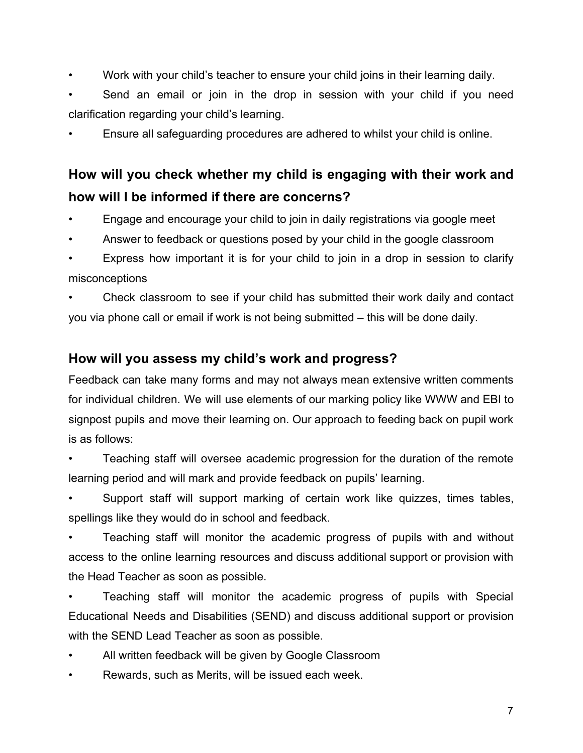- Work with your child's teacher to ensure your child joins in their learning daily.
- Send an email or join in the drop in session with your child if you need clarification regarding your child's learning.
- Ensure all safeguarding procedures are adhered to whilst your child is online.

## How will you check whether my child is engaging with their work and how will I be informed if there are concerns?

- Engage and encourage your child to join in daily registrations via google meet
- Answer to feedback or questions posed by your child in the google classroom
- Express how important it is for your child to join in a drop in session to clarify misconceptions
- Check classroom to see if your child has submitted their work daily and contact you via phone call or email if work is not being submitted – this will be done daily.

## How will you assess my child's work and progress?

Feedback can take many forms and may not always mean extensive written comments for individual children. We will use elements of our marking policy like WWW and EBI to signpost pupils and move their learning on. Our approach to feeding back on pupil work is as follows:

- Teaching staff will oversee academic progression for the duration of the remote learning period and will mark and provide feedback on pupils' learning.
- Support staff will support marking of certain work like quizzes, times tables, spellings like they would do in school and feedback.
- Teaching staff will monitor the academic progress of pupils with and without access to the online learning resources and discuss additional support or provision with the Head Teacher as soon as possible.
- Teaching staff will monitor the academic progress of pupils with Special Educational Needs and Disabilities (SEND) and discuss additional support or provision with the SEND Lead Teacher as soon as possible.
- All written feedback will be given by Google Classroom
- Rewards, such as Merits, will be issued each week.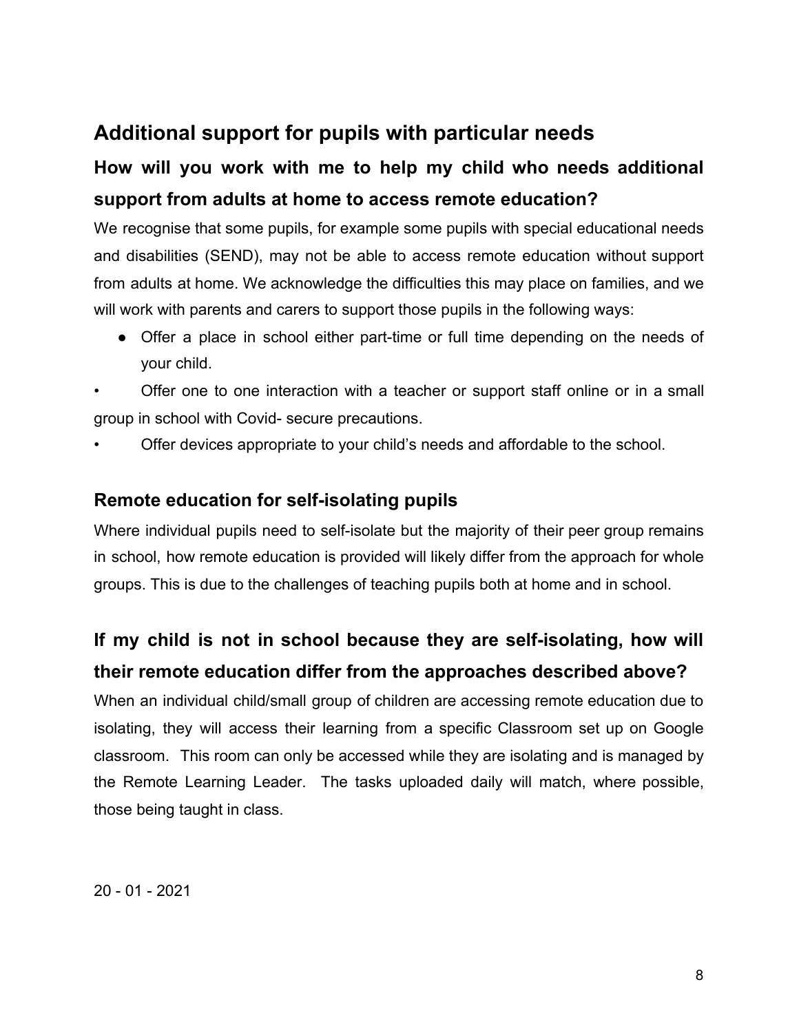## Additional support for pupils with particular needs

### How will you work with me to help my child who needs additional support from adults at home to access remote education?

We recognise that some pupils, for example some pupils with special educational needs and disabilities (SEND), may not be able to access remote education without support from adults at home. We acknowledge the difficulties this may place on families, and we will work with parents and carers to support those pupils in the following ways:

- Offer a place in school either part-time or full time depending on the needs of your child.
- Offer one to one interaction with a teacher or support staff online or in a small group in school with Covid- secure precautions.
- Offer devices appropriate to your child's needs and affordable to the school.

### Remote education for self-isolating pupils

Where individual pupils need to self-isolate but the majority of their peer group remains in school, how remote education is provided will likely differ from the approach for whole groups. This is due to the challenges of teaching pupils both at home and in school.

### If my child is not in school because they are self-isolating, how will their remote education differ from the approaches described above?

When an individual child/small group of children are accessing remote education due to isolating, they will access their learning from a specific Classroom set up on Google classroom. This room can only be accessed while they are isolating and is managed by the Remote Learning Leader. The tasks uploaded daily will match, where possible, those being taught in class.

20 - 01 - 2021